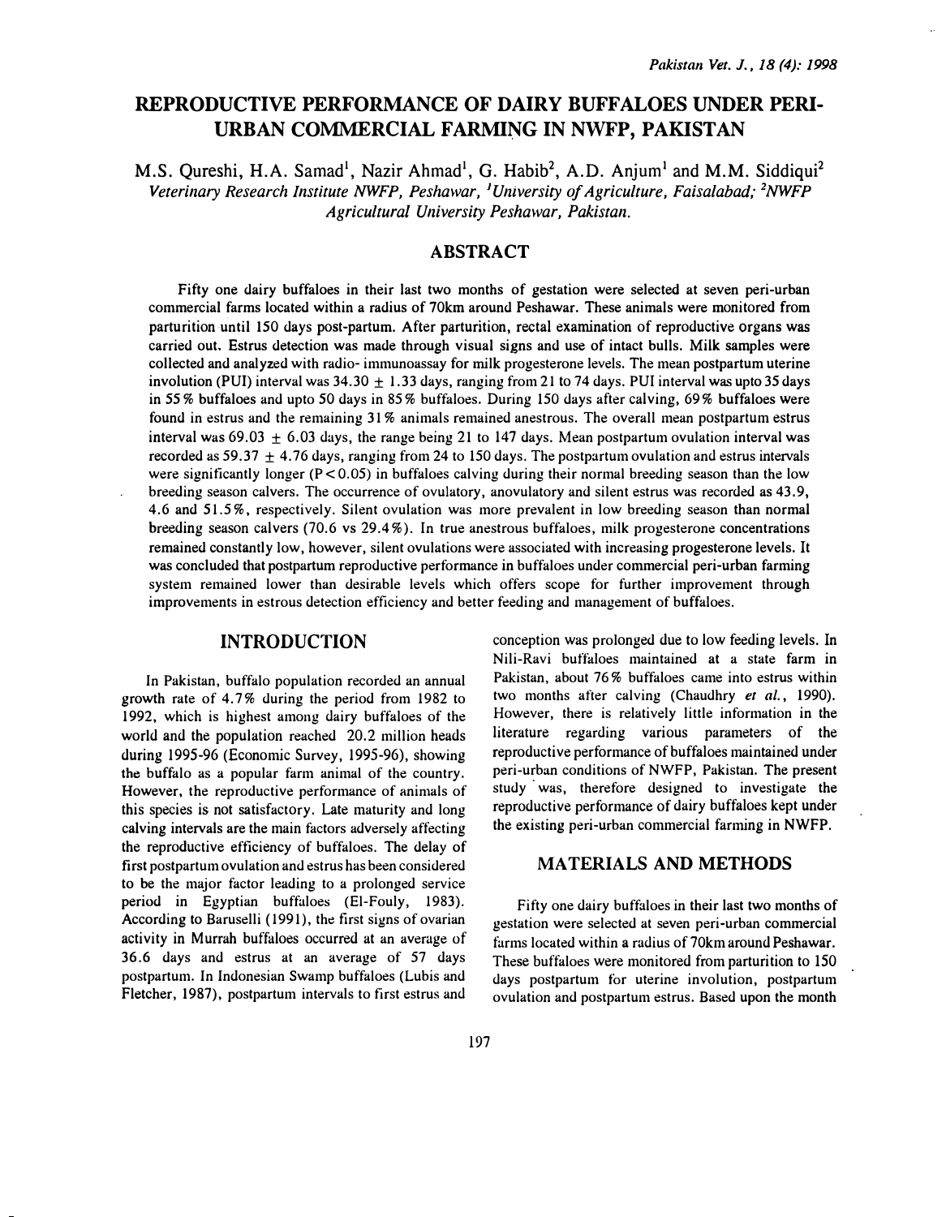# REPRODUCTIVE PERFORMANCE OF DAIRY BUFFALOES UNDER PERI-URBAN COMMERCIAL FARMING IN NWFP, PAKISTAN

M.S. Qureshi, H.A. Samad[1], Nazir Ahmad[1], G. Habib[2], A.D. Anjum[1] and M.M. Siddiqui[2]

*Veterinary Research Institute NWFP, Peshawar, [1]University of Agriculture, Faisalabad; [2]NWFP Agricultural University Peshawar, Pakistan.*

## ABSTRACT

Fifty one dairy buffaloes in their last two months of gestation were selected at seven peri-urban commercial farms located within a radius of 70km around Peshawar. These animals were monitored from parturition until 150 days post-partum. After parturition, rectal examination of reproductive organs was carried out. Estrus detection was made through visual signs and use of intact bulls. Milk samples were collected and analyzed with radio- immunoassay for milk progesterone levels. The mean postpartum uterine involution (PUI) interval was 34.30 ± 1.33 days, ranging from 21 to 74 days. PUI interval was upto 35 days in 55% buffaloes and upto 50 days in 85% buffaloes. During 150 days after calving, 69% buffaloes were found in estrus and the remaining 31% animals remained anestrous. The overall mean postpartum estrus interval was 69.03 ± 6.03 days, the range being 21 to 147 days. Mean postpartum ovulation interval was recorded as 59.37 ± 4.76 days, ranging from 24 to 150 days. The postpartum ovulation and estrus intervals were significantly longer ($P < 0.05$) in buffaloes calving during their normal breeding season than the low breeding season calvers. The occurrence of ovulatory, anovulatory and silent estrus was recorded as 43.9, 4.6 and 51.5%, respectively. Silent ovulation was more prevalent in low breeding season than normal breeding season calvers (70.6 vs 29.4%). In true anestrous buffaloes, milk progesterone concentrations remained constantly low, however, silent ovulations were associated with increasing progesterone levels. It was concluded that postpartum reproductive performance in buffaloes under commercial peri-urban farming system remained lower than desirable levels which offers scope for further improvement through improvements in estrous detection efficiency and better feeding and management of buffaloes.

## INTRODUCTION

In Pakistan, buffalo population recorded an annual growth rate of 4.7% during the period from 1982 to 1992, which is highest among dairy buffaloes of the world and the population reached 20.2 million heads during 1995-96 (Economic Survey, 1995-96), showing the buffalo as a popular farm animal of the country. However, the reproductive performance of animals of this species is not satisfactory. Late maturity and long calving intervals are the main factors adversely affecting the reproductive efficiency of buffaloes. The delay of first postpartum ovulation and estrus has been considered to be the major factor leading to a prolonged service period in Egyptian buffaloes (El-Fouly, 1983). According to Baruselli (1991), the first signs of ovarian activity in Murrah buffaloes occurred at an average of 36.6 days and estrus at an average of 57 days postpartum. In Indonesian Swamp buffaloes (Lubis and Fletcher, 1987), postpartum intervals to first estrus and conception was prolonged due to low feeding levels. In Nili-Ravi buffaloes maintained at a state farm in Pakistan, about 76% buffaloes came into estrus within two months after calving (Chaudhry *et al.*, 1990). However, there is relatively little information in the literature regarding various parameters of the reproductive performance of buffaloes maintained under peri-urban conditions of NWFP, Pakistan. The present study was, therefore designed to investigate the reproductive performance of dairy buffaloes kept under the existing peri-urban commercial farming in NWFP.

## MATERIALS AND METHODS

Fifty one dairy buffaloes in their last two months of gestation were selected at seven peri-urban commercial farms located within a radius of 70km around Peshawar. These buffaloes were monitored from parturition to 150 days postpartum for uterine involution, postpartum ovulation and postpartum estrus. Based upon the month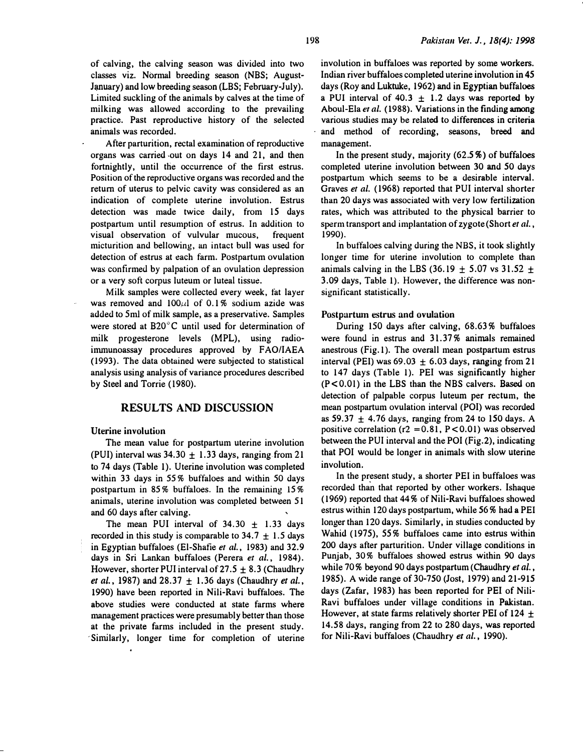of calving, the calving season was divided into two classes viz. Normal breeding season (NBS; August-January) and low breeding season (LBS; February-July). Limited suckling of the animals by calves at the time of milking was allowed according to the prevailing practice. Past reproductive history of the selected animals was recorded.

After parturition, rectal examination of reproductive organs was carried out on days 14 and 21, and then fortnightly, until the occurrence of the first estrus. Position of the reproductive organs was recorded and the return of uterus to pelvic cavity was considered as an indication of complete uterine involution. Estrus detection was made twice daily, from 15 days postpartum until resumption of estrus. In addition to visual observation of vulvular mucous, frequent micturition and bellowing, an intact bull was used for detection of estrus at each farm. Postpartum ovulation was confirmed by palpation of an ovulation depression or a very soft corpus luteum or luteal tissue.

Milk samples were collected every week, fat layer was removed and 100$\mu$l of 0.1% sodium azide was added to 5ml of milk sample, as a preservative. Samples were stored at B20°C until used for determination of milk progesterone levels (MPL), using radio-immunoassay procedures approved by FAO/IAEA (1993). The data obtained were subjected to statistical analysis using analysis of variance procedures described by Steel and Torrie (1980).

## RESULTS AND DISCUSSION

### Uterine involution

The mean value for postpartum uterine involution (PUI) interval was 34.30 $\pm$ 1.33 days, ranging from 21 to 74 days (Table 1). Uterine involution was completed within 33 days in 55% buffaloes and within 50 days postpartum in 85% buffaloes. In the remaining 15% animals, uterine involution was completed between 51 and 60 days after calving.

The mean PUI interval of 34.30 $\pm$ 1.33 days recorded in this study is comparable to 34.7 $\pm$ 1.5 days in Egyptian buffaloes (El-Shafie *et al.*, 1983) and 32.9 days in Sri Lankan buffaloes (Perera *et al.*, 1984). However, shorter PUI interval of 27.5 $\pm$ 8.3 (Chaudhry *et al.*, 1987) and 28.37 $\pm$ 1.36 days (Chaudhry *et al.*, 1990) have been reported in Nili-Ravi buffaloes. The above studies were conducted at state farms where management practices were presumably better than those at the private farms included in the present study. Similarly, longer time for completion of uterine involution in buffaloes was reported by some workers. Indian river buffaloes completed uterine involution in 45 days (Roy and Luktuke, 1962) and in Egyptian buffaloes a PUI interval of 40.3 $\pm$ 1.2 days was reported by Aboul-Ela *et al.* (1988). Variations in the finding among various studies may be related to differences in criteria and method of recording, seasons, breed and management.

In the present study, majority (62.5%) of buffaloes completed uterine involution between 30 and 50 days postpartum which seems to be a desirable interval. Graves *et al.* (1968) reported that PUI interval shorter than 20 days was associated with very low fertilization rates, which was attributed to the physical barrier to sperm transport and implantation of zygote (Short *et al.*, 1990).

In buffaloes calving during the NBS, it took slightly longer time for uterine involution to complete than animals calving in the LBS (36.19 $\pm$ 5.07 vs 31.52 $\pm$ 3.09 days, Table 1). However, the difference was non-significant statistically.

### Postpartum estrus and ovulation

During 150 days after calving, 68.63% buffaloes were found in estrus and 31.37% animals remained anestrous (Fig.1). The overall mean postpartum estrus interval (PEI) was 69.03 $\pm$ 6.03 days, ranging from 21 to 147 days (Table 1). PEI was significantly higher ($P<0.01$) in the LBS than the NBS calvers. Based on detection of palpable corpus luteum per rectum, the mean postpartum ovulation interval (POI) was recorded as 59.37 $\pm$ 4.76 days, ranging from 24 to 150 days. A positive correlation ($r2 = 0.81$, $P<0.01$) was observed between the PUI interval and the POI (Fig.2), indicating that POI would be longer in animals with slow uterine involution.

In the present study, a shorter PEI in buffaloes was recorded than that reported by other workers. Ishaque (1969) reported that 44% of Nili-Ravi buffaloes showed estrus within 120 days postpartum, while 56% had a PEI longer than 120 days. Similarly, in studies conducted by Wahid (1975), 55% buffaloes came into estrus within 200 days after parturition. Under village conditions in Punjab, 30% buffaloes showed estrus within 90 days while 70% beyond 90 days postpartum (Chaudhry *et al.*, 1985). A wide range of 30-750 (Jost, 1979) and 21-915 days (Zafar, 1983) has been reported for PEI of Nili-Ravi buffaloes under village conditions in Pakistan. However, at state farms relatively shorter PEI of 124 $\pm$ 14.58 days, ranging from 22 to 280 days, was reported for Nili-Ravi buffaloes (Chaudhry *et al.*, 1990).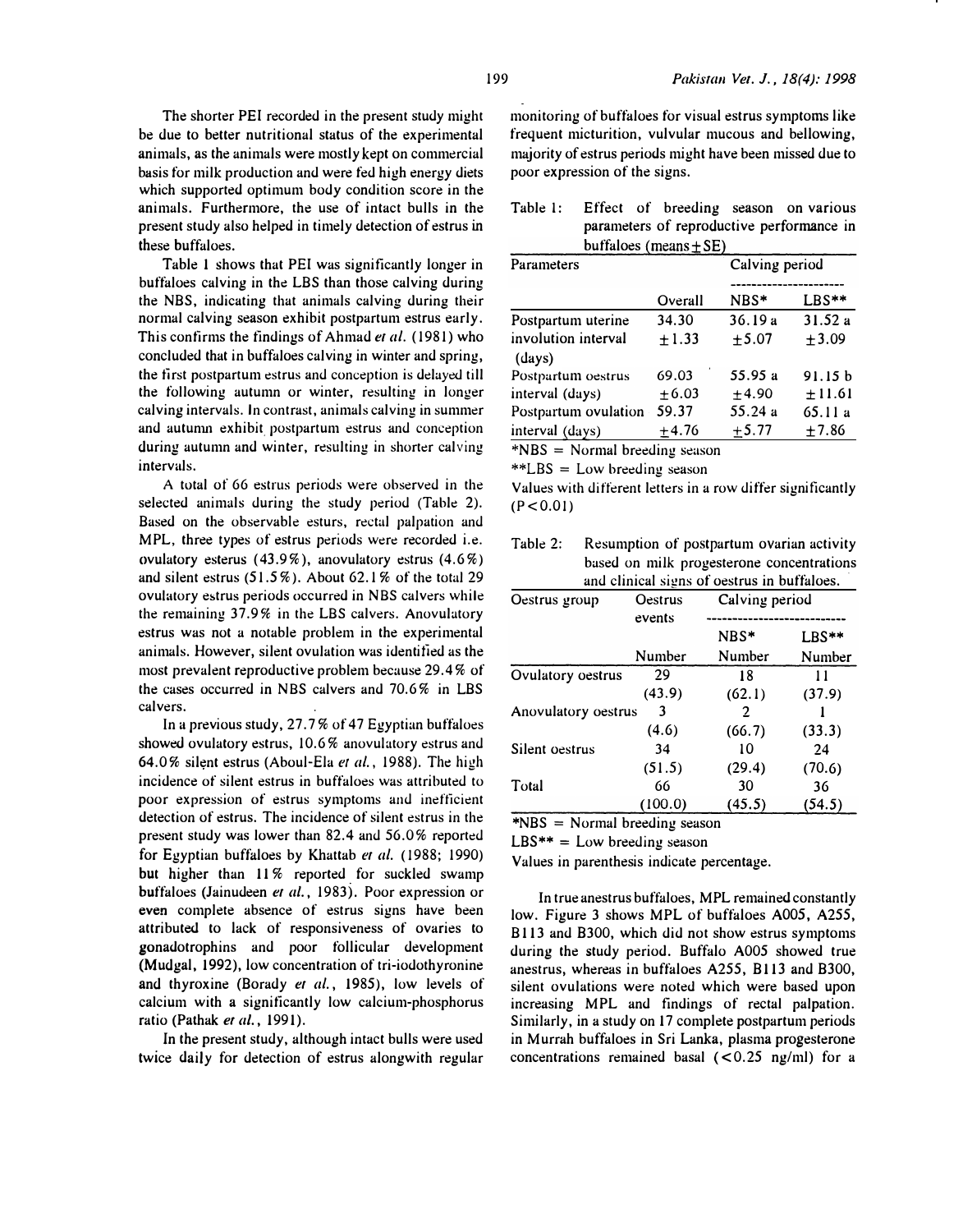The shorter PEI recorded in the present study might be due to better nutritional status of the experimental animals, as the animals were mostly kept on commercial basis for milk production and were fed high energy diets which supported optimum body condition score in the animals. Furthermore, the use of intact bulls in the present study also helped in timely detection of estrus in these buffaloes.

Table 1 shows that PEI was significantly longer in buffaloes calving in the LBS than those calving during the NBS, indicating that animals calving during their normal calving season exhibit postpartum estrus early. This confirms the findings of Ahmad *et al.* (1981) who concluded that in buffaloes calving in winter and spring, the first postpartum estrus and conception is delayed till the following autumn or winter, resulting in longer calving intervals. In contrast, animals calving in summer and autumn exhibit postpartum estrus and conception during autumn and winter, resulting in shorter calving intervals.

A total of 66 estrus periods were observed in the selected animals during the study period (Table 2). Based on the observable esturs, rectal palpation and MPL, three types of estrus periods were recorded i.e. ovulatory esterus (43.9%), anovulatory estrus (4.6%) and silent estrus (51.5%). About 62.1% of the total 29 ovulatory estrus periods occurred in NBS calvers while the remaining 37.9% in the LBS calvers. Anovulatory estrus was not a notable problem in the experimental animals. However, silent ovulation was identified as the most prevalent reproductive problem because 29.4% of the cases occurred in NBS calvers and 70.6% in LBS calvers.

In a previous study, 27.7% of 47 Egyptian buffaloes showed ovulatory estrus, 10.6% anovulatory estrus and 64.0% silent estrus (Aboul-Ela *et al.*, 1988). The high incidence of silent estrus in buffaloes was attributed to poor expression of estrus symptoms and inefficient detection of estrus. The incidence of silent estrus in the present study was lower than 82.4 and 56.0% reported for Egyptian buffaloes by Khattab *et al.* (1988; 1990) but higher than 11% reported for suckled swamp buffaloes (Jainudeen *et al.*, 1983). Poor expression or even complete absence of estrus signs have been attributed to lack of responsiveness of ovaries to gonadotrophins and poor follicular development (Mudgal, 1992), low concentration of tri-iodothyronine and thyroxine (Borady *et al.*, 1985), low levels of calcium with a significantly low calcium-phosphorus ratio (Pathak *et al.*, 1991).

In the present study, although intact bulls were used twice daily for detection of estrus alongwith regular monitoring of buffaloes for visual estrus symptoms like frequent micturition, vulvular mucous and bellowing, majority of estrus periods might have been missed due to poor expression of the signs.

Table 1: Effect of breeding season on various parameters of reproductive performance in buffaloes (means ± SE)

| Parameters | Calving period | | |
|---|---|---|---|
| | Overall | NBS* | LBS** |
| Postpartum uterine involution interval (days) | 34.30 ±1.33 | 36.19 a ±5.07 | 31.52 a ±3.09 |
| Postpartum oestrus interval (days) | 69.03 ±6.03 | 55.95 a ±4.90 | 91.15 b ±11.61 |
| Postpartum ovulation interval (days) | 59.37 ±4.76 | 55.24 a ±5.77 | 65.11 a ±7.86 |

*NBS = Normal breeding season

**LBS = Low breeding season

Values with different letters in a row differ significantly ($P<0.01$)

Table 2: Resumption of postpartum ovarian activity based on milk progesterone concentrations and clinical signs of oestrus in buffaloes.

| Oestrus group | Oestrus events | Calving period | |
|---|---|---|---|
| | | NBS* | LBS** |
| | Number | Number | Number |
| Ovulatory oestrus | 29 (43.9) | 18 (62.1) | 11 (37.9) |
| Anovulatory oestrus | 3 (4.6) | 2 (66.7) | 1 (33.3) |
| Silent oestrus | 34 (51.5) | 10 (29.4) | 24 (70.6) |
| Total | 66 (100.0) | 30 (45.5) | 36 (54.5) |

*NBS = Normal breeding season

LBS** = Low breeding season

Values in parenthesis indicate percentage.

In true anestrus buffaloes, MPL remained constantly low. Figure 3 shows MPL of buffaloes A005, A255, B113 and B300, which did not show estrus symptoms during the study period. Buffalo A005 showed true anestrus, whereas in buffaloes A255, B113 and B300, silent ovulations were noted which were based upon increasing MPL and findings of rectal palpation. Similarly, in a study on 17 complete postpartum periods in Murrah buffaloes in Sri Lanka, plasma progesterone concentrations remained basal (<0.25 ng/ml) for a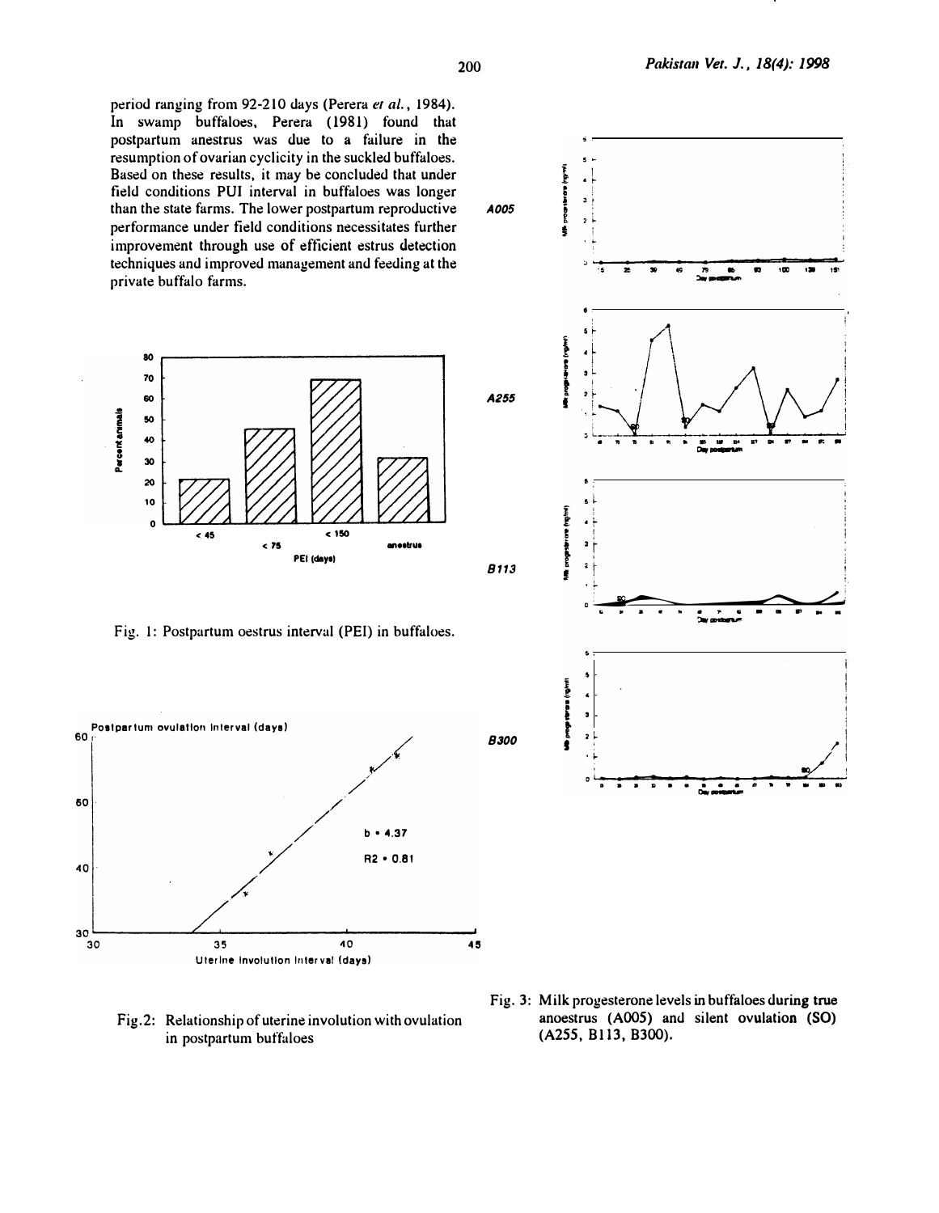period ranging from 92-210 days (Perera *et al.*, 1984). In swamp buffaloes, Perera (1981) found that postpartum anestrus was due to a failure in the resumption of ovarian cyclicity in the suckled buffaloes. Based on these results, it may be concluded that under field conditions PUI interval in buffaloes was longer than the state farms. The lower postpartum reproductive performance under field conditions necessitates further improvement through use of efficient estrus detection techniques and improved management and feeding at the private buffalo farms.

Fig. 1: Postpartum oestrus interval (PEI) in buffaloes.

Fig. 2: Relationship of uterine involution with ovulation in postpartum buffaloes

Fig. 3: Milk progesterone levels in buffaloes during true anoestrus (A005) and silent ovulation (SO) (A255, B113, B300).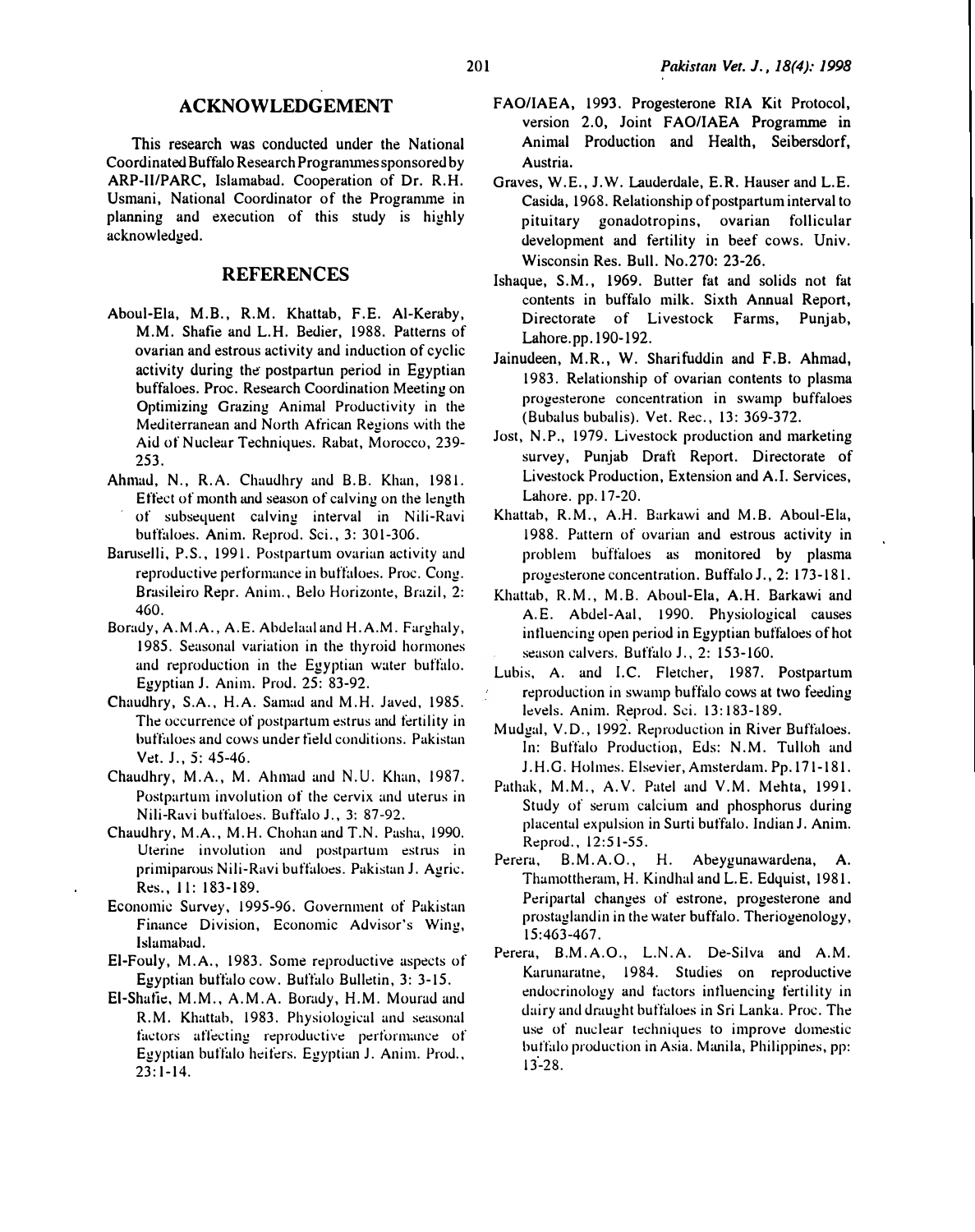## ACKNOWLEDGEMENT

This research was conducted under the National Coordinated Buffalo Research Programmes sponsored by ARP-II/PARC, Islamabad. Cooperation of Dr. R.H. Usmani, National Coordinator of the Programme in planning and execution of this study is highly acknowledged.

## REFERENCES

Aboul-Ela, M.B., R.M. Khattab, F.E. Al-Keraby, M.M. Shafie and L.H. Bedier, 1988. Patterns of ovarian and estrous activity and induction of cyclic activity during the postpartun period in Egyptian buffaloes. Proc. Research Coordination Meeting on Optimizing Grazing Animal Productivity in the Mediterranean and North African Regions with the Aid of Nuclear Techniques. Rabat, Morocco, 239-253.

Ahmad, N., R.A. Chaudhry and B.B. Khan, 1981. Effect of month and season of calving on the length of subsequent calving interval in Nili-Ravi buffaloes. Anim. Reprod. Sci., 3: 301-306.

Baruselli, P.S., 1991. Postpartum ovarian activity and reproductive performance in buffaloes. Proc. Cong. Brasileiro Repr. Anim., Belo Horizonte, Brazil, 2: 460.

Borady, A.M.A., A.E. Abdelaal and H.A.M. Farghaly, 1985. Seasonal variation in the thyroid hormones and reproduction in the Egyptian water buffalo. Egyptian J. Anim. Prod. 25: 83-92.

Chaudhry, S.A., H.A. Samad and M.H. Javed, 1985. The occurrence of postpartum estrus and fertility in buffaloes and cows under field conditions. Pakistan Vet. J., 5: 45-46.

Chaudhry, M.A., M. Ahmad and N.U. Khan, 1987. Postpartum involution of the cervix and uterus in Nili-Ravi buffaloes. Buffalo J., 3: 87-92.

Chaudhry, M.A., M.H. Chohan and T.N. Pasha, 1990. Uterine involution and postpartum estrus in primiparous Nili-Ravi buffaloes. Pakistan J. Agric. Res., 11: 183-189.

Economic Survey, 1995-96. Government of Pakistan Finance Division, Economic Advisor's Wing, Islamabad.

El-Fouly, M.A., 1983. Some reproductive aspects of Egyptian buffalo cow. Buffalo Bulletin, 3: 3-15.

El-Shafie, M.M., A.M.A. Borady, H.M. Mourad and R.M. Khattab, 1983. Physiological and seasonal factors affecting reproductive performance of Egyptian buffalo heifers. Egyptian J. Anim. Prod., 23: 1-14.

FAO/IAEA, 1993. Progesterone RIA Kit Protocol, version 2.0, Joint FAO/IAEA Programme in Animal Production and Health, Seibersdorf, Austria.

Graves, W.E., J.W. Lauderdale, E.R. Hauser and L.E. Casida, 1968. Relationship of postpartum interval to pituitary gonadotropins, ovarian follicular development and fertility in beef cows. Univ. Wisconsin Res. Bull. No.270: 23-26.

Ishaque, S.M., 1969. Butter fat and solids not fat contents in buffalo milk. Sixth Annual Report, Directorate of Livestock Farms, Punjab, Lahore. pp. 190-192.

Jainudeen, M.R., W. Sharifuddin and F.B. Ahmad, 1983. Relationship of ovarian contents to plasma progesterone concentration in swamp buffaloes (Bubalus bubalis). Vet. Rec., 13: 369-372.

Jost, N.P., 1979. Livestock production and marketing survey, Punjab Draft Report. Directorate of Livestock Production, Extension and A.I. Services, Lahore. pp. 17-20.

Khattab, R.M., A.H. Barkawi and M.B. Aboul-Ela, 1988. Pattern of ovarian and estrous activity in problem buffaloes as monitored by plasma progesterone concentration. Buffalo J., 2: 173-181.

Khattab, R.M., M.B. Aboul-Ela, A.H. Barkawi and A.E. Abdel-Aal, 1990. Physiological causes influencing open period in Egyptian buffaloes of hot season calvers. Buffalo J., 2: 153-160.

Lubis, A. and I.C. Fletcher, 1987. Postpartum reproduction in swamp buffalo cows at two feeding levels. Anim. Reprod. Sci. 13: 183-189.

Mudgal, V.D., 1992. Reproduction in River Buffaloes. In: Buffalo Production, Eds: N.M. Tulloh and J.H.G. Holmes. Elsevier, Amsterdam. Pp. 171-181.

Pathak, M.M., A.V. Patel and V.M. Mehta, 1991. Study of serum calcium and phosphorus during placental expulsion in Surti buffalo. Indian J. Anim. Reprod., 12: 51-55.

Perera, B.M.A.O., H. Abeygunawardena, A. Thamottheram, H. Kindhal and L.E. Edquist, 1981. Peripartal changes of estrone, progesterone and prostaglandin in the water buffalo. Theriogenology, 15: 463-467.

Perera, B.M.A.O., L.N.A. De-Silva and A.M. Karunaratne, 1984. Studies on reproductive endocrinology and factors influencing fertility in dairy and draught buffaloes in Sri Lanka. Proc. The use of nuclear techniques to improve domestic buffalo production in Asia. Manila, Philippines, pp: 13-28.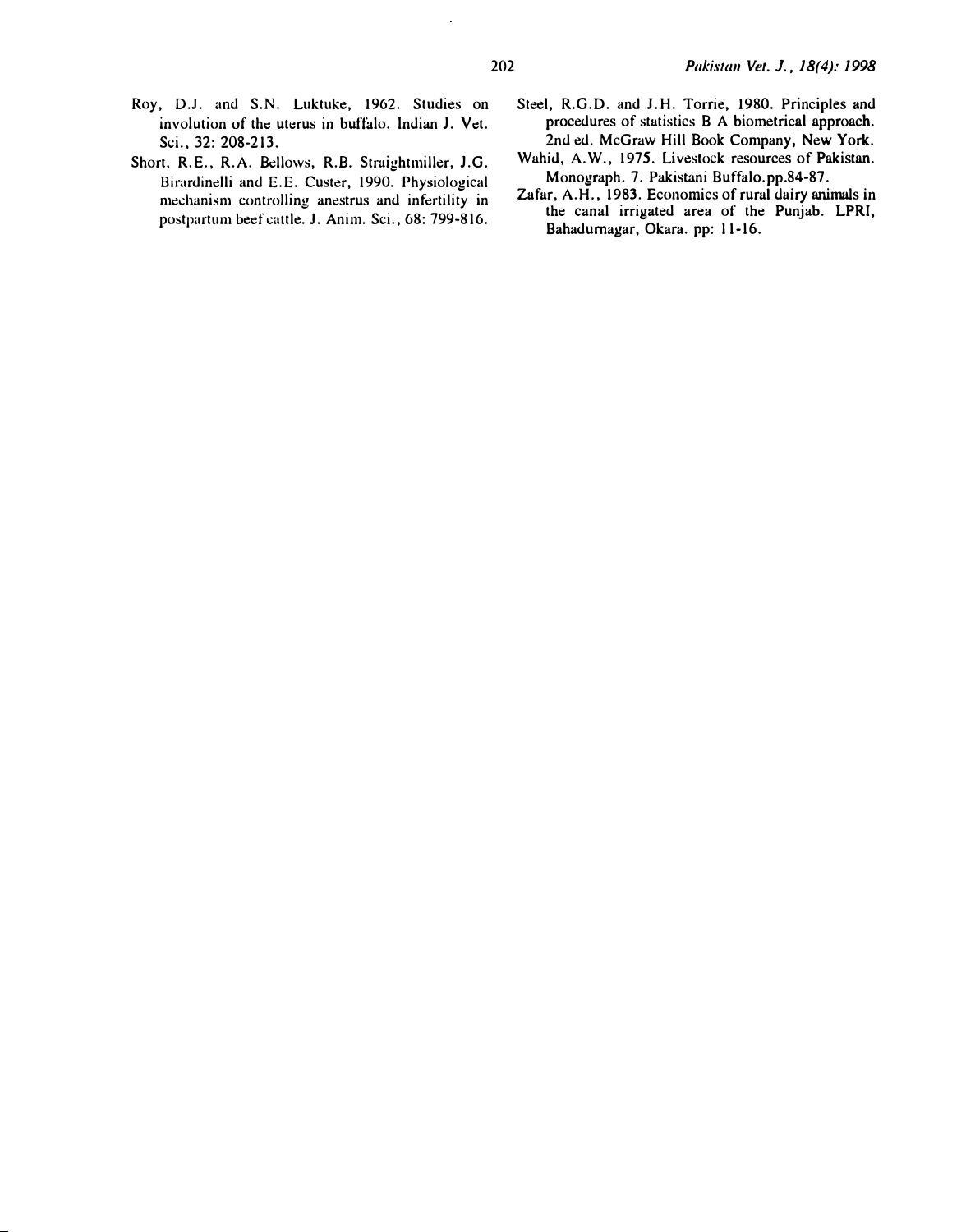Roy, D.J. and S.N. Luktuke, 1962. Studies on involution of the uterus in buffalo. Indian J. Vet. Sci., 32: 208-213.

Short, R.E., R.A. Bellows, R.B. Straightmiller, J.G. Birardinelli and E.E. Custer, 1990. Physiological mechanism controlling anestrus and infertility in postpartum beef cattle. J. Anim. Sci., 68: 799-816.

Steel, R.G.D. and J.H. Torrie, 1980. Principles and procedures of statistics B A biometrical approach. 2nd ed. McGraw Hill Book Company, New York.

Wahid, A.W., 1975. Livestock resources of Pakistan. Monograph. 7. Pakistani Buffalo.pp.84-87.

Zafar, A.H., 1983. Economics of rural dairy animals in the canal irrigated area of the Punjab. LPRI, Bahadurnagar, Okara. pp: 11-16.